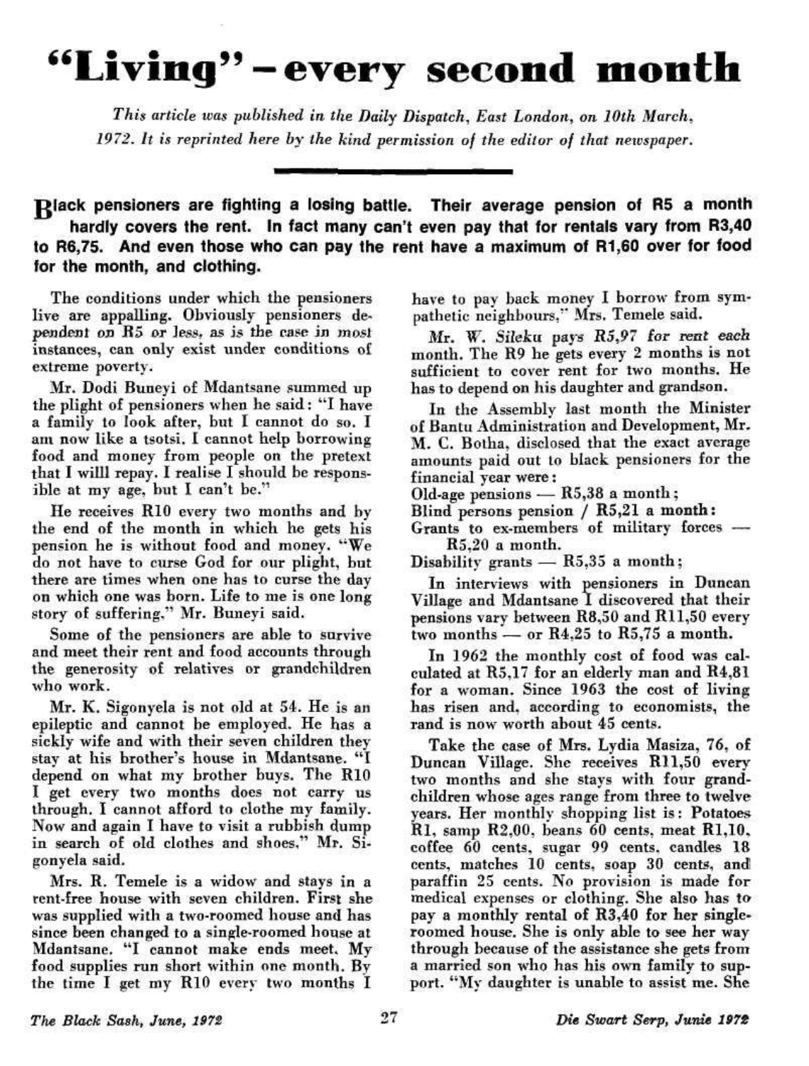# "Living" – every second month

*This article was published in the Daily Dispatch, East London, on 10th March, 1972. It is reprinted here by the kind permission of the editor of that newspaper.*

**Black pensioners are fighting a losing battle. Their average pension of R5 a month hardly covers the rent. In fact many can't even pay that for rentals vary from R3,40 to R6,75. And even those who can pay the rent have a maximum of R1,60 over for food for the month, and clothing.**

The conditions under which the pensioners live are appalling. Obviously pensioners dependent on R5 or less, as is the case in most instances, can only exist under conditions of extreme poverty.

Mr. Dodi Buneyi of Mdantsane summed up the plight of pensioners when he said: "I have a family to look after, but I cannot do so. I am now like a tsotsi. I cannot help borrowing food and money from people on the pretext that I willl repay. I realise I should be responsible at my age, but I can't be."

He receives R10 every two months and by the end of the month in which he gets his pension he is without food and money. "We do not have to curse God for our plight, but there are times when one has to curse the day on which one was born. Life to me is one long story of suffering," Mr. Buneyi said.

Some of the pensioners are able to survive and meet their rent and food accounts through the generosity of relatives or grandchildren who work.

Mr. K. Sigonyela is not old at 54. He is an epileptic and cannot be employed. He has a sickly wife and with their seven children they stay at his brother's house in Mdantsane. "I depend on what my brother buys. The R10 I get every two months does not carry us through. I cannot afford to clothe my family. Now and again I have to visit a rubbish dump in search of old clothes and shoes," Mr. Sigonyela said.

Mrs. R. Temele is a widow and stays in a rent-free house with seven children. First she was supplied with a two-roomed house and has since been changed to a single-roomed house at Mdantsane. "I cannot make ends meet. My food supplies run short within one month. By the time I get my R10 every two months I have to pay back money I borrow from sympathetic neighbours," Mrs. Temele said.

Mr. W. Sileku pays R5,97 for rent each month. The R9 he gets every 2 months is not sufficient to cover rent for two months. He has to depend on his daughter and grandson.

In the Assembly last month the Minister of Bantu Administration and Development, Mr. M. C. Botha, disclosed that the exact average amounts paid out to black pensioners for the financial year were:

Old-age pensions — R5,38 a month;
Blind persons pension / R5,21 a month:
Grants to ex-members of military forces — R5,20 a month.
Disability grants — R5,35 a month;

In interviews with pensioners in Duncan Village and Mdantsane I discovered that their pensions vary between R8,50 and R11,50 every two months — or R4,25 to R5,75 a month.

In 1962 the monthly cost of food was calculated at R5,17 for an elderly man and R4,81 for a woman. Since 1963 the cost of living has risen and, according to economists, the rand is now worth about 45 cents.

Take the case of Mrs. Lydia Masiza, 76, of Duncan Village. She receives R11,50 every two months and she stays with four grandchildren whose ages range from three to twelve years. Her monthly shopping list is: Potatoes R1, samp R2,00, beans 60 cents, meat R1,10, coffee 60 cents, sugar 99 cents, candles 18 cents, matches 10 cents, soap 30 cents, and paraffin 25 cents. No provision is made for medical expenses or clothing. She also has to pay a monthly rental of R3,40 for her single-roomed house. She is only able to see her way through because of the assistance she gets from a married son who has his own family to support. "My daughter is unable to assist me. She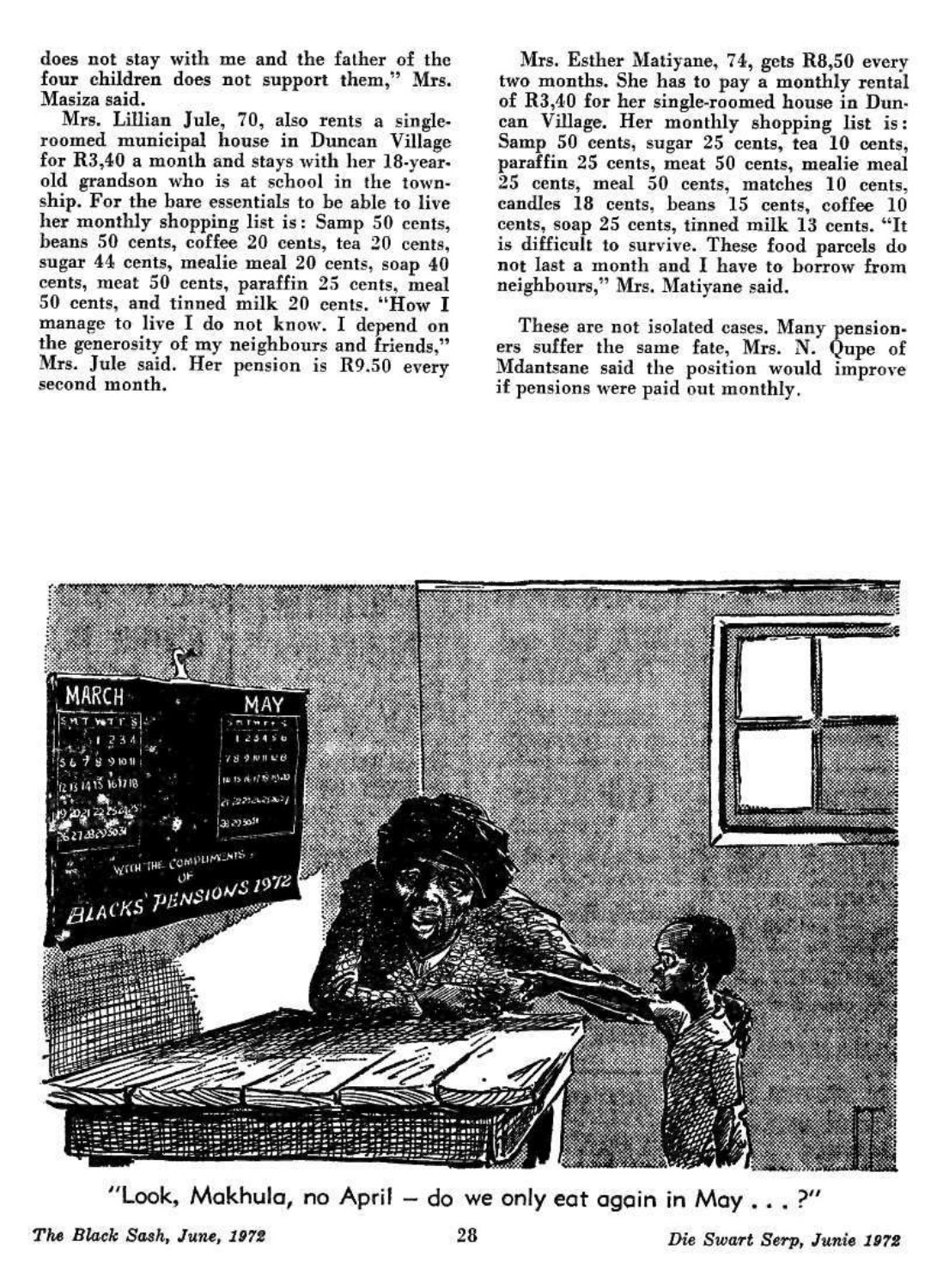does not stay with me and the father of the four children does not support them," Mrs. Masiza said.

Mrs. Lillian Jule, 70, also rents a single-roomed municipal house in Duncan Village for R3,40 a month and stays with her 18-year-old grandson who is at school in the township. For the bare essentials to be able to live her monthly shopping list is: Samp 50 cents, beans 50 cents, coffee 20 cents, tea 20 cents, sugar 44 cents, mealie meal 20 cents, soap 40 cents, meat 50 cents, paraffin 25 cents, meal 50 cents, and tinned milk 20 cents. "How I manage to live I do not know. I depend on the generosity of my neighbours and friends," Mrs. Jule said. Her pension is R9.50 every second month.

Mrs. Esther Matiyane, 74, gets R8,50 every two months. She has to pay a monthly rental of R3,40 for her single-roomed house in Duncan Village. Her monthly shopping list is: Samp 50 cents, sugar 25 cents, tea 10 cents, paraffin 25 cents, meat 50 cents, mealie meal 25 cents, meal 50 cents, matches 10 cents, candles 18 cents, beans 15 cents, coffee 10 cents, soap 25 cents, tinned milk 13 cents. "It is difficult to survive. These food parcels do not last a month and I have to borrow from neighbours," Mrs. Matiyane said.

These are not isolated cases. Many pensioners suffer the same fate, Mrs. N. Qupe of Mdantsane said the position would improve if pensions were paid out monthly.

"Look, Makhula, no April – do we only eat again in May . . . ?"